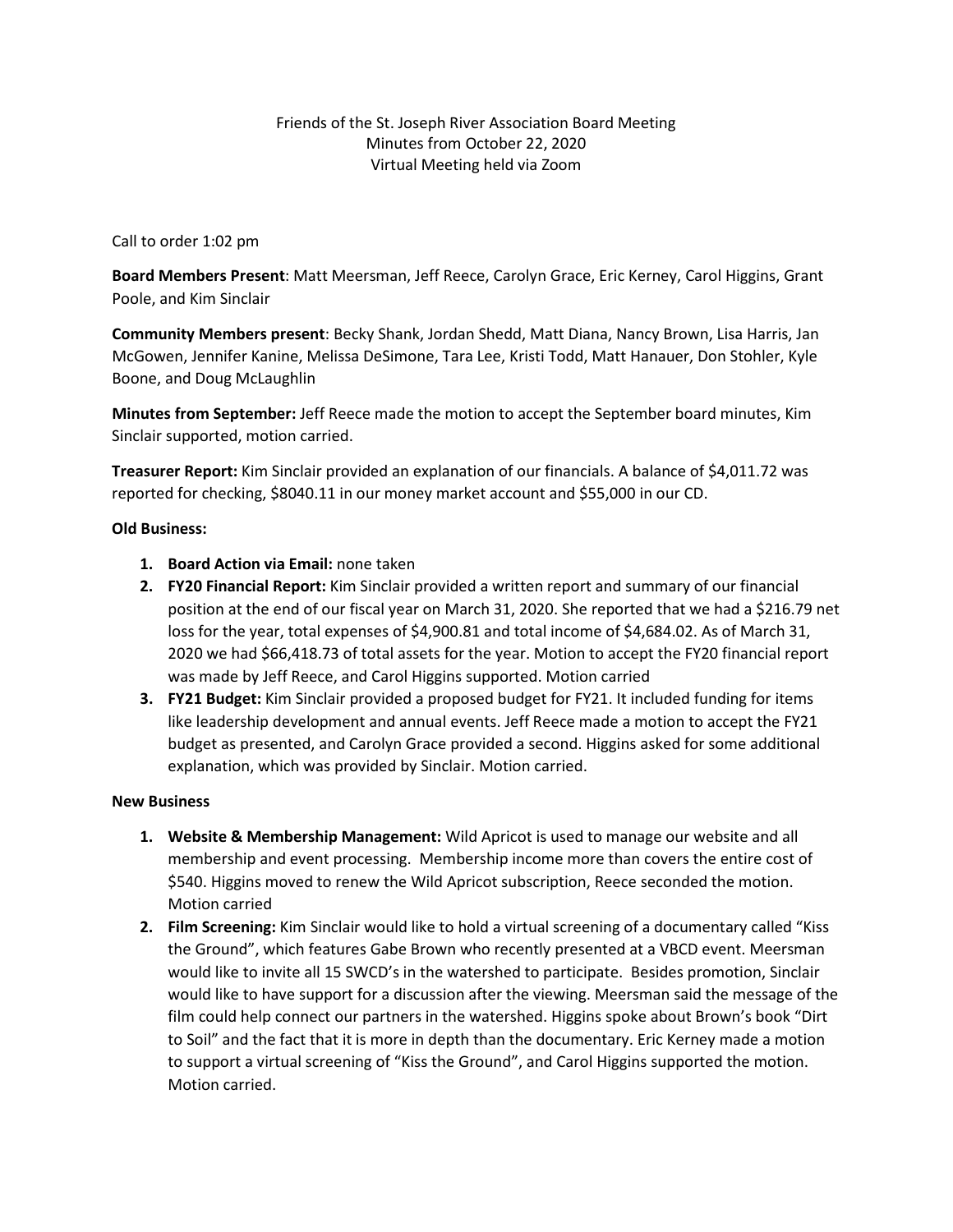Friends of the St. Joseph River Association Board Meeting
Minutes from October 22, 2020
Virtual Meeting held via Zoom

Call to order 1:02 pm

**Board Members Present**: Matt Meersman, Jeff Reece, Carolyn Grace, Eric Kerney, Carol Higgins, Grant Poole, and Kim Sinclair

**Community Members present**: Becky Shank, Jordan Shedd, Matt Diana, Nancy Brown, Lisa Harris, Jan McGowen, Jennifer Kanine, Melissa DeSimone, Tara Lee, Kristi Todd, Matt Hanauer, Don Stohler, Kyle Boone, and Doug McLaughlin

**Minutes from September:** Jeff Reece made the motion to accept the September board minutes, Kim Sinclair supported, motion carried.

**Treasurer Report:** Kim Sinclair provided an explanation of our financials. A balance of $4,011.72 was reported for checking, $8040.11 in our money market account and $55,000 in our CD.

**Old Business:**

1. **Board Action via Email:** none taken
2. **FY20 Financial Report:** Kim Sinclair provided a written report and summary of our financial position at the end of our fiscal year on March 31, 2020. She reported that we had a $216.79 net loss for the year, total expenses of $4,900.81 and total income of $4,684.02. As of March 31, 2020 we had $66,418.73 of total assets for the year. Motion to accept the FY20 financial report was made by Jeff Reece, and Carol Higgins supported. Motion carried
3. **FY21 Budget:** Kim Sinclair provided a proposed budget for FY21. It included funding for items like leadership development and annual events. Jeff Reece made a motion to accept the FY21 budget as presented, and Carolyn Grace provided a second. Higgins asked for some additional explanation, which was provided by Sinclair. Motion carried.

**New Business**

1. **Website & Membership Management:** Wild Apricot is used to manage our website and all membership and event processing. Membership income more than covers the entire cost of $540. Higgins moved to renew the Wild Apricot subscription, Reece seconded the motion. Motion carried
2. **Film Screening:** Kim Sinclair would like to hold a virtual screening of a documentary called "Kiss the Ground", which features Gabe Brown who recently presented at a VBCD event. Meersman would like to invite all 15 SWCD's in the watershed to participate. Besides promotion, Sinclair would like to have support for a discussion after the viewing. Meersman said the message of the film could help connect our partners in the watershed. Higgins spoke about Brown's book "Dirt to Soil" and the fact that it is more in depth than the documentary. Eric Kerney made a motion to support a virtual screening of "Kiss the Ground", and Carol Higgins supported the motion. Motion carried.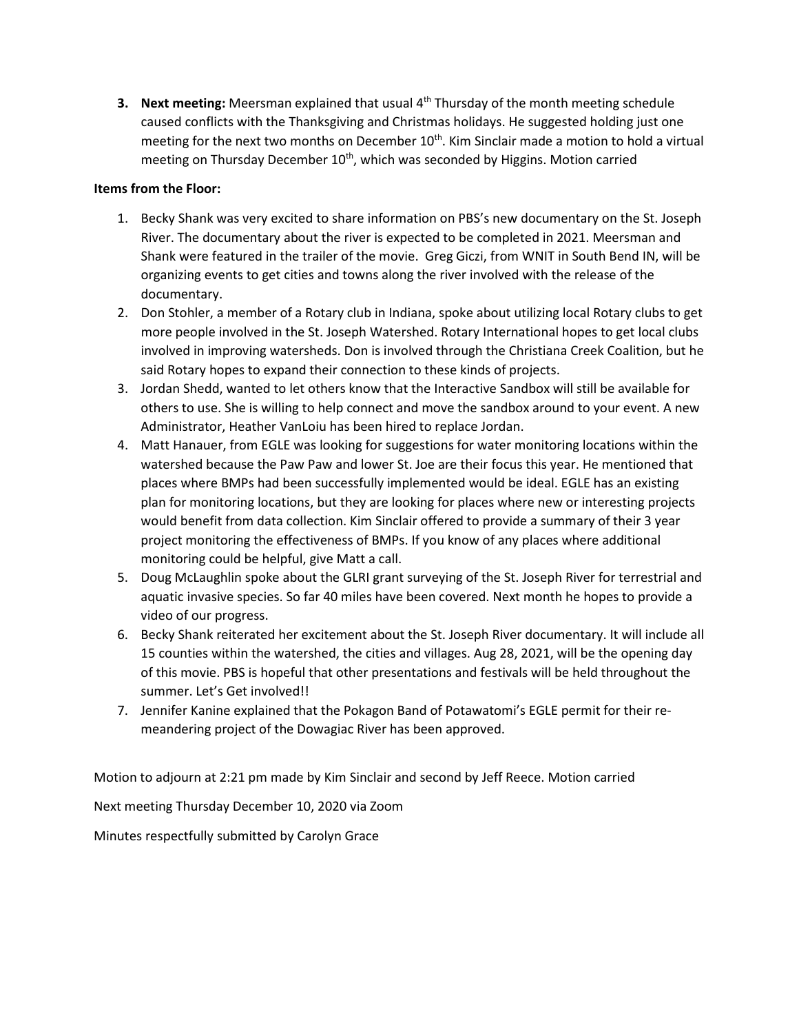3. **Next meeting:** Meersman explained that usual 4th Thursday of the month meeting schedule caused conflicts with the Thanksgiving and Christmas holidays. He suggested holding just one meeting for the next two months on December 10th. Kim Sinclair made a motion to hold a virtual meeting on Thursday December 10th, which was seconded by Higgins. Motion carried

**Items from the Floor:**

1. Becky Shank was very excited to share information on PBS's new documentary on the St. Joseph River. The documentary about the river is expected to be completed in 2021. Meersman and Shank were featured in the trailer of the movie. Greg Giczi, from WNIT in South Bend IN, will be organizing events to get cities and towns along the river involved with the release of the documentary.
2. Don Stohler, a member of a Rotary club in Indiana, spoke about utilizing local Rotary clubs to get more people involved in the St. Joseph Watershed. Rotary International hopes to get local clubs involved in improving watersheds. Don is involved through the Christiana Creek Coalition, but he said Rotary hopes to expand their connection to these kinds of projects.
3. Jordan Shedd, wanted to let others know that the Interactive Sandbox will still be available for others to use. She is willing to help connect and move the sandbox around to your event. A new Administrator, Heather VanLoiu has been hired to replace Jordan.
4. Matt Hanauer, from EGLE was looking for suggestions for water monitoring locations within the watershed because the Paw Paw and lower St. Joe are their focus this year. He mentioned that places where BMPs had been successfully implemented would be ideal. EGLE has an existing plan for monitoring locations, but they are looking for places where new or interesting projects would benefit from data collection. Kim Sinclair offered to provide a summary of their 3 year project monitoring the effectiveness of BMPs. If you know of any places where additional monitoring could be helpful, give Matt a call.
5. Doug McLaughlin spoke about the GLRI grant surveying of the St. Joseph River for terrestrial and aquatic invasive species. So far 40 miles have been covered. Next month he hopes to provide a video of our progress.
6. Becky Shank reiterated her excitement about the St. Joseph River documentary. It will include all 15 counties within the watershed, the cities and villages. Aug 28, 2021, will be the opening day of this movie. PBS is hopeful that other presentations and festivals will be held throughout the summer. Let's Get involved!!
7. Jennifer Kanine explained that the Pokagon Band of Potawatomi's EGLE permit for their re-meandering project of the Dowagiac River has been approved.

Motion to adjourn at 2:21 pm made by Kim Sinclair and second by Jeff Reece. Motion carried

Next meeting Thursday December 10, 2020 via Zoom

Minutes respectfully submitted by Carolyn Grace